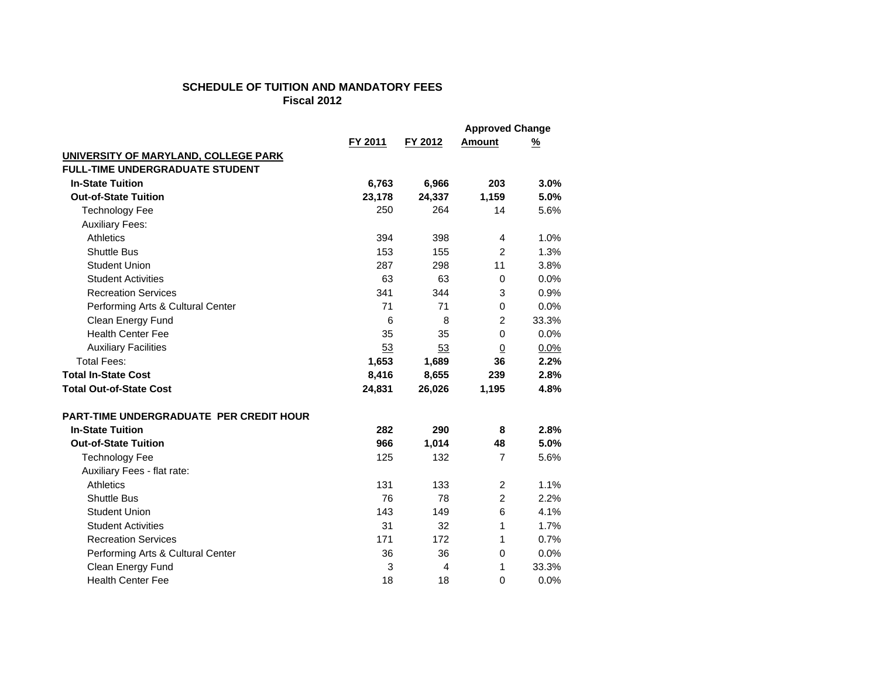**SCHEDULE OF TUITION AND MANDATORY FEES**
**Fiscal 2012**

| | FY 2011 | FY 2012 | Approved Change Amount | Approved Change % |
|---|---|---|---|---|
| **UNIVERSITY OF MARYLAND, COLLEGE PARK** | | | | |
| **FULL-TIME UNDERGRADUATE STUDENT** | | | | |
| **In-State Tuition** | **6,763** | **6,966** | **203** | **3.0%** |
| **Out-of-State Tuition** | **23,178** | **24,337** | **1,159** | **5.0%** |
| Technology Fee | 250 | 264 | 14 | 5.6% |
| Auxiliary Fees: | | | | |
| Athletics | 394 | 398 | 4 | 1.0% |
| Shuttle Bus | 153 | 155 | 2 | 1.3% |
| Student Union | 287 | 298 | 11 | 3.8% |
| Student Activities | 63 | 63 | 0 | 0.0% |
| Recreation Services | 341 | 344 | 3 | 0.9% |
| Performing Arts & Cultural Center | 71 | 71 | 0 | 0.0% |
| Clean Energy Fund | 6 | 8 | 2 | 33.3% |
| Health Center Fee | 35 | 35 | 0 | 0.0% |
| Auxiliary Facilities | 53 | 53 | 0 | 0.0% |
| Total Fees: | **1,653** | **1,689** | **36** | **2.2%** |
| **Total In-State Cost** | **8,416** | **8,655** | **239** | **2.8%** |
| **Total Out-of-State Cost** | **24,831** | **26,026** | **1,195** | **4.8%** |
| | | | | |
| **PART-TIME UNDERGRADUATE PER CREDIT HOUR** | | | | |
| **In-State Tuition** | **282** | **290** | **8** | **2.8%** |
| **Out-of-State Tuition** | **966** | **1,014** | **48** | **5.0%** |
| Technology Fee | 125 | 132 | 7 | 5.6% |
| Auxiliary Fees - flat rate: | | | | |
| Athletics | 131 | 133 | 2 | 1.1% |
| Shuttle Bus | 76 | 78 | 2 | 2.2% |
| Student Union | 143 | 149 | 6 | 4.1% |
| Student Activities | 31 | 32 | 1 | 1.7% |
| Recreation Services | 171 | 172 | 1 | 0.7% |
| Performing Arts & Cultural Center | 36 | 36 | 0 | 0.0% |
| Clean Energy Fund | 3 | 4 | 1 | 33.3% |
| Health Center Fee | 18 | 18 | 0 | 0.0% |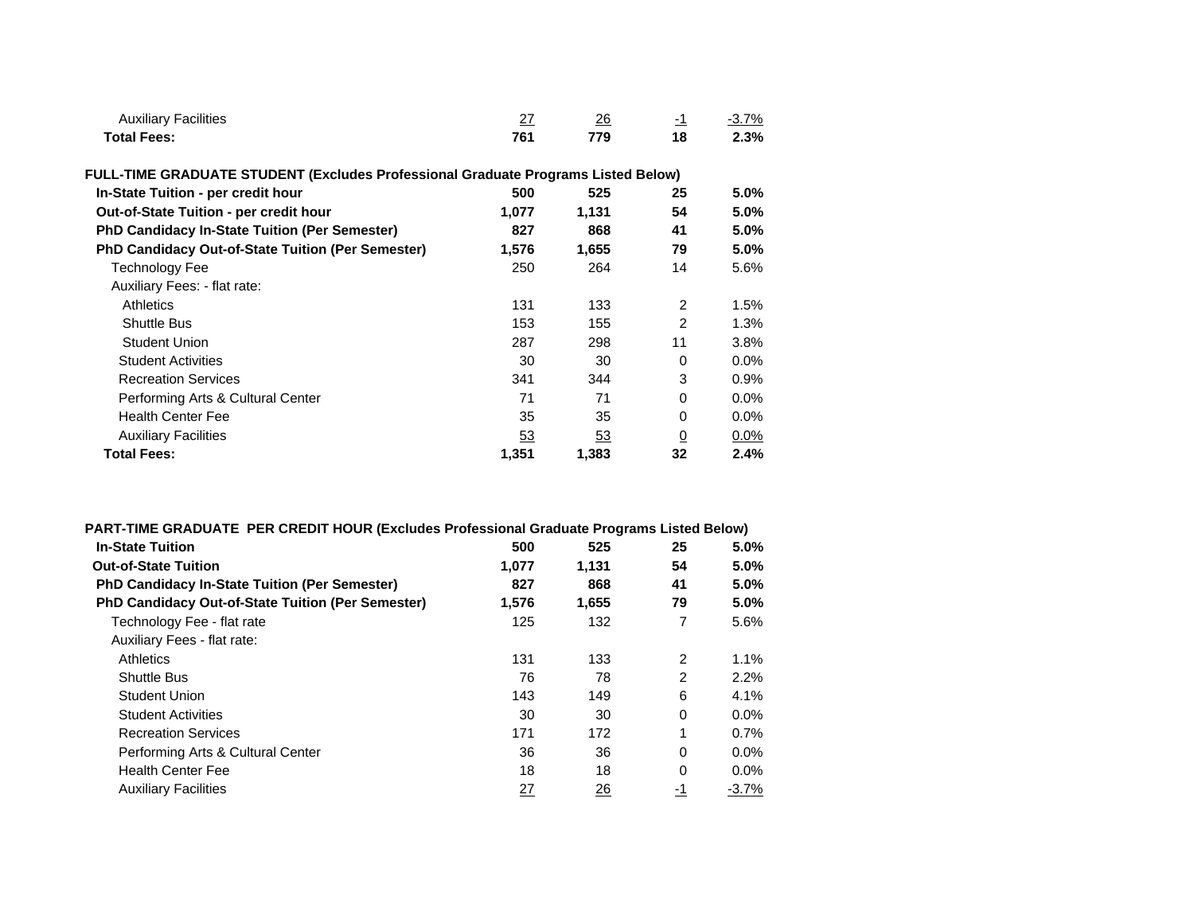| | | | | |
|---|---|---|---|---|
| Auxiliary Facilities | 27 | 26 | -1 | -3.7% |
| **Total Fees:** | **761** | **779** | **18** | **2.3%** |

**FULL-TIME GRADUATE STUDENT (Excludes Professional Graduate Programs Listed Below)**

| | | | | |
|---|---|---|---|---|
| **In-State Tuition - per credit hour** | **500** | **525** | **25** | **5.0%** |
| **Out-of-State Tuition - per credit hour** | **1,077** | **1,131** | **54** | **5.0%** |
| **PhD Candidacy In-State Tuition (Per Semester)** | **827** | **868** | **41** | **5.0%** |
| **PhD Candidacy Out-of-State Tuition (Per Semester)** | **1,576** | **1,655** | **79** | **5.0%** |
| Technology Fee | 250 | 264 | 14 | 5.6% |
| Auxiliary Fees: - flat rate: | | | | |
| Athletics | 131 | 133 | 2 | 1.5% |
| Shuttle Bus | 153 | 155 | 2 | 1.3% |
| Student Union | 287 | 298 | 11 | 3.8% |
| Student Activities | 30 | 30 | 0 | 0.0% |
| Recreation Services | 341 | 344 | 3 | 0.9% |
| Performing Arts & Cultural Center | 71 | 71 | 0 | 0.0% |
| Health Center Fee | 35 | 35 | 0 | 0.0% |
| Auxiliary Facilities | 53 | 53 | 0 | 0.0% |
| **Total Fees:** | **1,351** | **1,383** | **32** | **2.4%** |

**PART-TIME GRADUATE PER CREDIT HOUR (Excludes Professional Graduate Programs Listed Below)**

| | | | | |
|---|---|---|---|---|
| **In-State Tuition** | **500** | **525** | **25** | **5.0%** |
| **Out-of-State Tuition** | **1,077** | **1,131** | **54** | **5.0%** |
| **PhD Candidacy In-State Tuition (Per Semester)** | **827** | **868** | **41** | **5.0%** |
| **PhD Candidacy Out-of-State Tuition (Per Semester)** | **1,576** | **1,655** | **79** | **5.0%** |
| Technology Fee - flat rate | 125 | 132 | 7 | 5.6% |
| Auxiliary Fees - flat rate: | | | | |
| Athletics | 131 | 133 | 2 | 1.1% |
| Shuttle Bus | 76 | 78 | 2 | 2.2% |
| Student Union | 143 | 149 | 6 | 4.1% |
| Student Activities | 30 | 30 | 0 | 0.0% |
| Recreation Services | 171 | 172 | 1 | 0.7% |
| Performing Arts & Cultural Center | 36 | 36 | 0 | 0.0% |
| Health Center Fee | 18 | 18 | 0 | 0.0% |
| Auxiliary Facilities | 27 | 26 | -1 | -3.7% |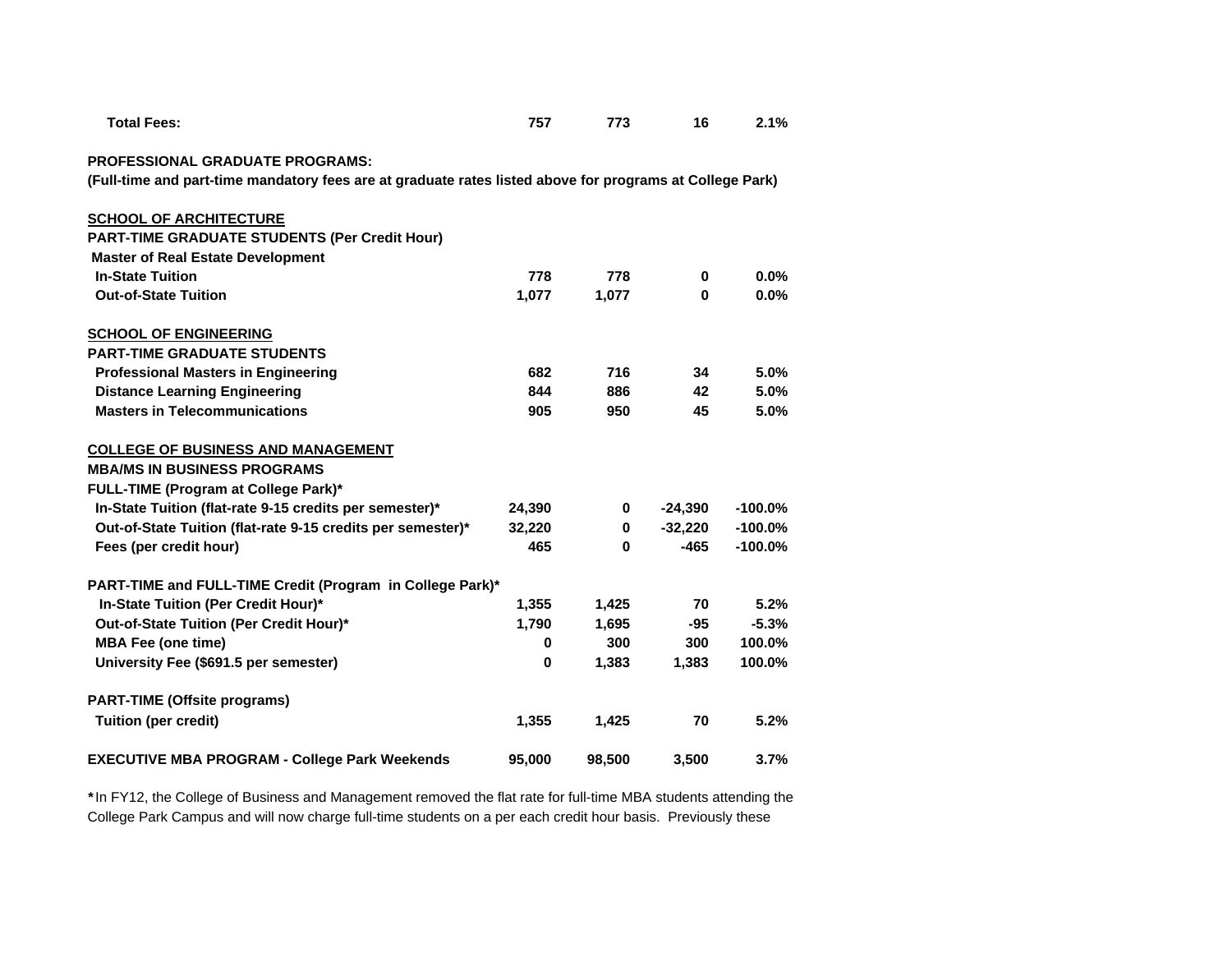| | | | | |
|---|---|---|---|---|
| **Total Fees:** | **757** | **773** | **16** | **2.1%** |
| | | | | |
| **PROFESSIONAL GRADUATE PROGRAMS:** | | | | |
| **(Full-time and part-time mandatory fees are at graduate rates listed above for programs at College Park)** | | | | |
| | | | | |
| **<u>SCHOOL OF ARCHITECTURE</u>** | | | | |
| **PART-TIME GRADUATE STUDENTS (Per Credit Hour)** | | | | |
| **Master of Real Estate Development** | | | | |
| **In-State Tuition** | **778** | **778** | **0** | **0.0%** |
| **Out-of-State Tuition** | **1,077** | **1,077** | **0** | **0.0%** |
| | | | | |
| **<u>SCHOOL OF ENGINEERING</u>** | | | | |
| **PART-TIME GRADUATE STUDENTS** | | | | |
| **Professional Masters in Engineering** | **682** | **716** | **34** | **5.0%** |
| **Distance Learning Engineering** | **844** | **886** | **42** | **5.0%** |
| **Masters in Telecommunications** | **905** | **950** | **45** | **5.0%** |
| | | | | |
| **<u>COLLEGE OF BUSINESS AND MANAGEMENT</u>** | | | | |
| **MBA/MS IN BUSINESS PROGRAMS** | | | | |
| **FULL-TIME (Program at College Park)*** | | | | |
| **In-State Tuition (flat-rate 9-15 credits per semester)*** | **24,390** | **0** | **-24,390** | **-100.0%** |
| **Out-of-State Tuition (flat-rate 9-15 credits per semester)*** | **32,220** | **0** | **-32,220** | **-100.0%** |
| **Fees (per credit hour)** | **465** | **0** | **-465** | **-100.0%** |
| | | | | |
| **PART-TIME and FULL-TIME Credit (Program in College Park)*** | | | | |
| **In-State Tuition (Per Credit Hour)*** | **1,355** | **1,425** | **70** | **5.2%** |
| **Out-of-State Tuition (Per Credit Hour)*** | **1,790** | **1,695** | **-95** | **-5.3%** |
| **MBA Fee (one time)** | **0** | **300** | **300** | **100.0%** |
| **University Fee ($691.5 per semester)** | **0** | **1,383** | **1,383** | **100.0%** |
| | | | | |
| **PART-TIME (Offsite programs)** | | | | |
| **Tuition (per credit)** | **1,355** | **1,425** | **70** | **5.2%** |
| | | | | |
| **EXECUTIVE MBA PROGRAM - College Park Weekends** | **95,000** | **98,500** | **3,500** | **3.7%** |

**\***In FY12, the College of Business and Management removed the flat rate for full-time MBA students attending the College Park Campus and will now charge full-time students on a per each credit hour basis. Previously these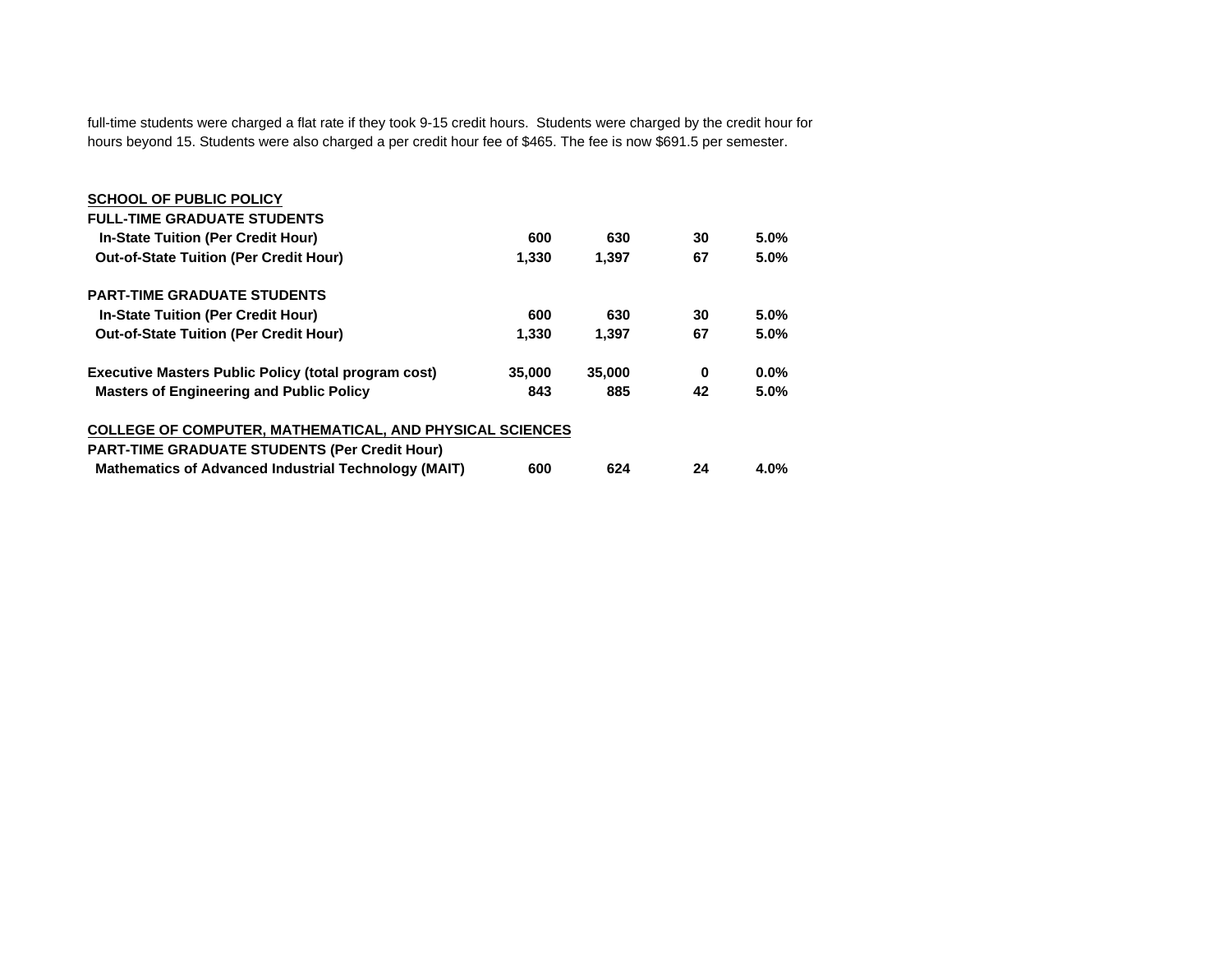full-time students were charged a flat rate if they took 9-15 credit hours. Students were charged by the credit hour for hours beyond 15. Students were also charged a per credit hour fee of $465. The fee is now $691.5 per semester.

| | | | | |
|---|---|---|---|---|
| **<u>SCHOOL OF PUBLIC POLICY</u>** | | | | |
| **FULL-TIME GRADUATE STUDENTS** | | | | |
| **In-State Tuition (Per Credit Hour)** | **600** | **630** | **30** | **5.0%** |
| **Out-of-State Tuition (Per Credit Hour)** | **1,330** | **1,397** | **67** | **5.0%** |
| | | | | |
| **PART-TIME GRADUATE STUDENTS** | | | | |
| **In-State Tuition (Per Credit Hour)** | **600** | **630** | **30** | **5.0%** |
| **Out-of-State Tuition (Per Credit Hour)** | **1,330** | **1,397** | **67** | **5.0%** |
| | | | | |
| **Executive Masters Public Policy (total program cost)** | **35,000** | **35,000** | **0** | **0.0%** |
| **Masters of Engineering and Public Policy** | **843** | **885** | **42** | **5.0%** |
| | | | | |
| **<u>COLLEGE OF COMPUTER, MATHEMATICAL, AND PHYSICAL SCIENCES</u>** | | | | |
| **PART-TIME GRADUATE STUDENTS (Per Credit Hour)** | | | | |
| **Mathematics of Advanced Industrial Technology (MAIT)** | **600** | **624** | **24** | **4.0%** |